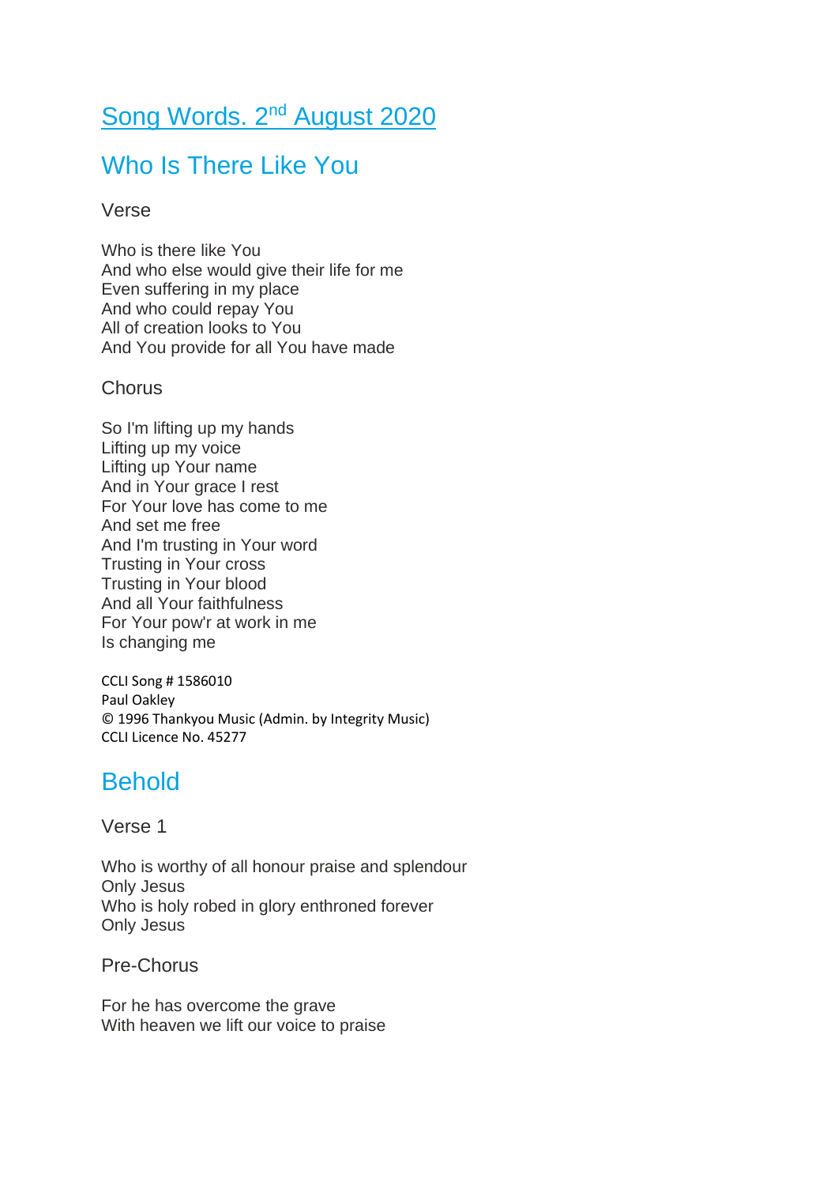# Song Words. 2nd August 2020

## Who Is There Like You

### Verse

Who is there like You
And who else would give their life for me
Even suffering in my place
And who could repay You
All of creation looks to You
And You provide for all You have made

### Chorus

So I'm lifting up my hands
Lifting up my voice
Lifting up Your name
And in Your grace I rest
For Your love has come to me
And set me free
And I'm trusting in Your word
Trusting in Your cross
Trusting in Your blood
And all Your faithfulness
For Your pow'r at work in me
Is changing me

CCLI Song # 1586010
Paul Oakley
© 1996 Thankyou Music (Admin. by Integrity Music)
CCLI Licence No. 45277

## Behold

### Verse 1

Who is worthy of all honour praise and splendour
Only Jesus
Who is holy robed in glory enthroned forever
Only Jesus

### Pre-Chorus

For he has overcome the grave
With heaven we lift our voice to praise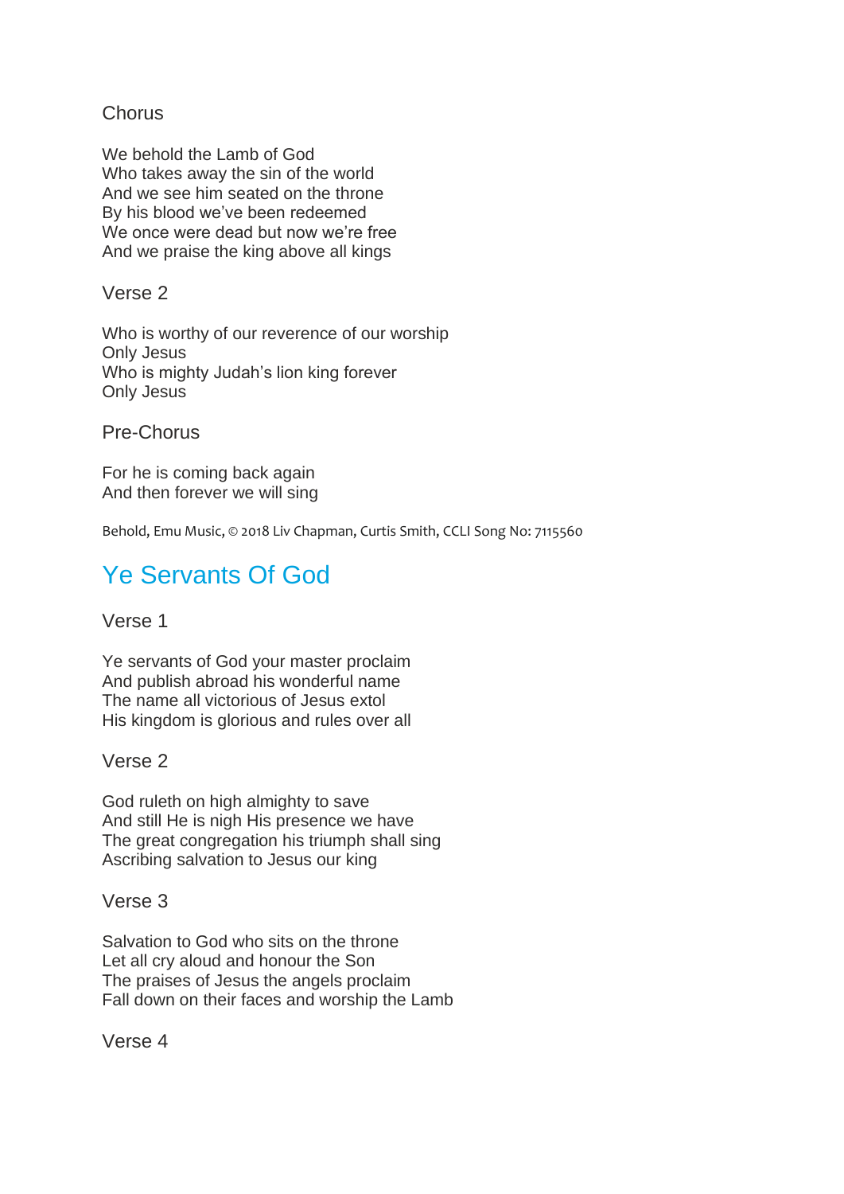Chorus

We behold the Lamb of God
Who takes away the sin of the world
And we see him seated on the throne
By his blood we've been redeemed
We once were dead but now we're free
And we praise the king above all kings

Verse 2

Who is worthy of our reverence of our worship
Only Jesus
Who is mighty Judah's lion king forever
Only Jesus

Pre-Chorus

For he is coming back again
And then forever we will sing

Behold, Emu Music, © 2018 Liv Chapman, Curtis Smith, CCLI Song No: 7115560

## Ye Servants Of God

Verse 1

Ye servants of God your master proclaim
And publish abroad his wonderful name
The name all victorious of Jesus extol
His kingdom is glorious and rules over all

Verse 2

God ruleth on high almighty to save
And still He is nigh His presence we have
The great congregation his triumph shall sing
Ascribing salvation to Jesus our king

Verse 3

Salvation to God who sits on the throne
Let all cry aloud and honour the Son
The praises of Jesus the angels proclaim
Fall down on their faces and worship the Lamb

Verse 4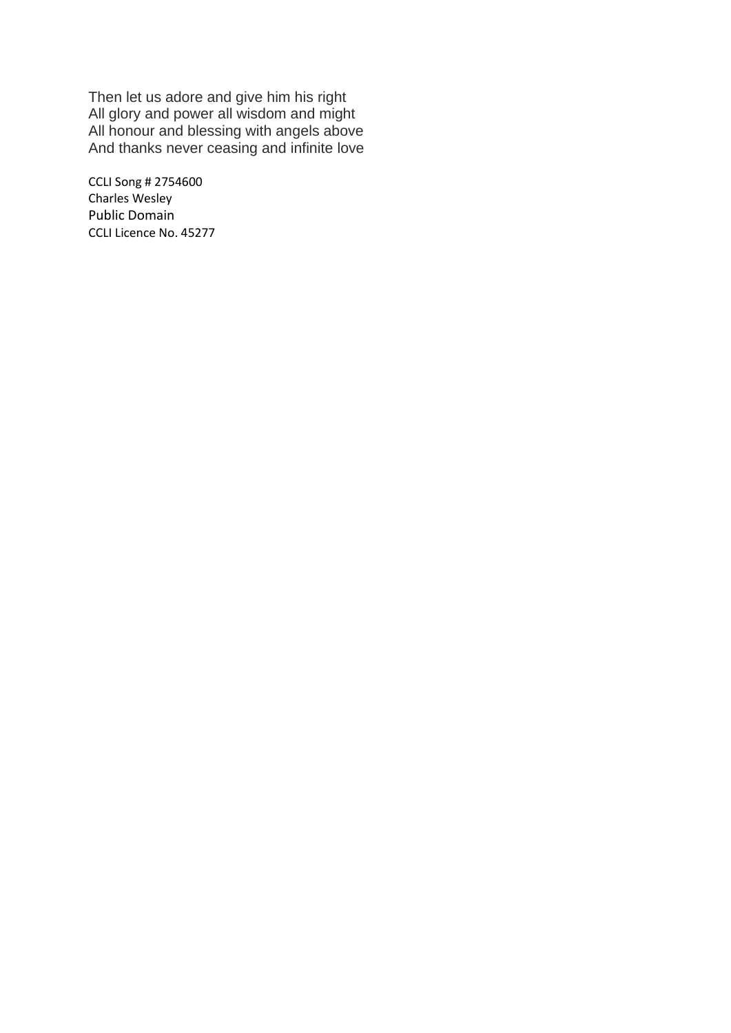Then let us adore and give him his right
All glory and power all wisdom and might
All honour and blessing with angels above
And thanks never ceasing and infinite love

CCLI Song # 2754600
Charles Wesley
Public Domain
CCLI Licence No. 45277